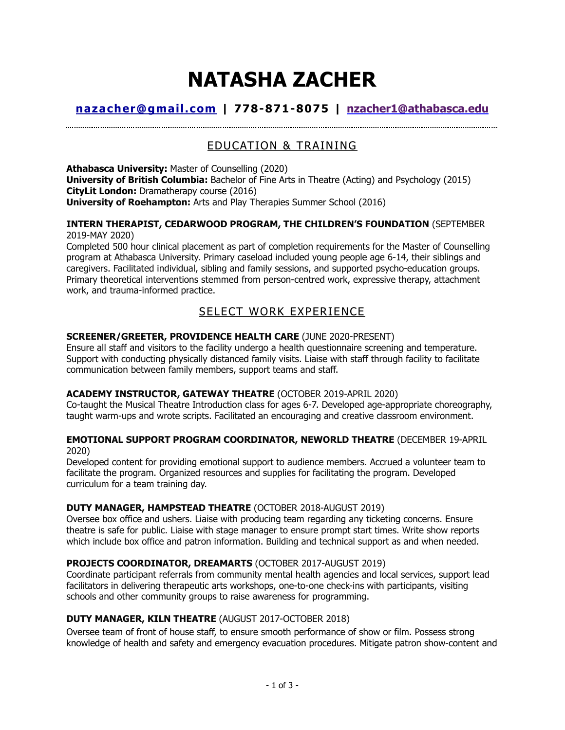# NATASHA ZACHER

**nazacher@gmail.com | 778-871-8075 | nzacher1@athabasca.edu**

---

## EDUCATION & TRAINING

**Athabasca University:** Master of Counselling (2020)
**University of British Columbia:** Bachelor of Fine Arts in Theatre (Acting) and Psychology (2015)
**CityLit London:** Dramatherapy course (2016)
**University of Roehampton:** Arts and Play Therapies Summer School (2016)

**INTERN THERAPIST, CEDARWOOD PROGRAM, THE CHILDREN'S FOUNDATION** (SEPTEMBER 2019-MAY 2020)
Completed 500 hour clinical placement as part of completion requirements for the Master of Counselling program at Athabasca University. Primary caseload included young people age 6-14, their siblings and caregivers. Facilitated individual, sibling and family sessions, and supported psycho-education groups. Primary theoretical interventions stemmed from person-centred work, expressive therapy, attachment work, and trauma-informed practice.

## SELECT WORK EXPERIENCE

**SCREENER/GREETER, PROVIDENCE HEALTH CARE** (JUNE 2020-PRESENT)
Ensure all staff and visitors to the facility undergo a health questionnaire screening and temperature. Support with conducting physically distanced family visits. Liaise with staff through facility to facilitate communication between family members, support teams and staff.

**ACADEMY INSTRUCTOR, GATEWAY THEATRE** (OCTOBER 2019-APRIL 2020)
Co-taught the Musical Theatre Introduction class for ages 6-7. Developed age-appropriate choreography, taught warm-ups and wrote scripts. Facilitated an encouraging and creative classroom environment.

**EMOTIONAL SUPPORT PROGRAM COORDINATOR, NEWORLD THEATRE** (DECEMBER 19-APRIL 2020)
Developed content for providing emotional support to audience members. Accrued a volunteer team to facilitate the program. Organized resources and supplies for facilitating the program. Developed curriculum for a team training day.

**DUTY MANAGER, HAMPSTEAD THEATRE** (OCTOBER 2018-AUGUST 2019)
Oversee box office and ushers. Liaise with producing team regarding any ticketing concerns. Ensure theatre is safe for public. Liaise with stage manager to ensure prompt start times. Write show reports which include box office and patron information. Building and technical support as and when needed.

**PROJECTS COORDINATOR, DREAMARTS** (OCTOBER 2017-AUGUST 2019)
Coordinate participant referrals from community mental health agencies and local services, support lead facilitators in delivering therapeutic arts workshops, one-to-one check-ins with participants, visiting schools and other community groups to raise awareness for programming.

**DUTY MANAGER, KILN THEATRE** (AUGUST 2017-OCTOBER 2018)
Oversee team of front of house staff, to ensure smooth performance of show or film. Possess strong knowledge of health and safety and emergency evacuation procedures. Mitigate patron show-content and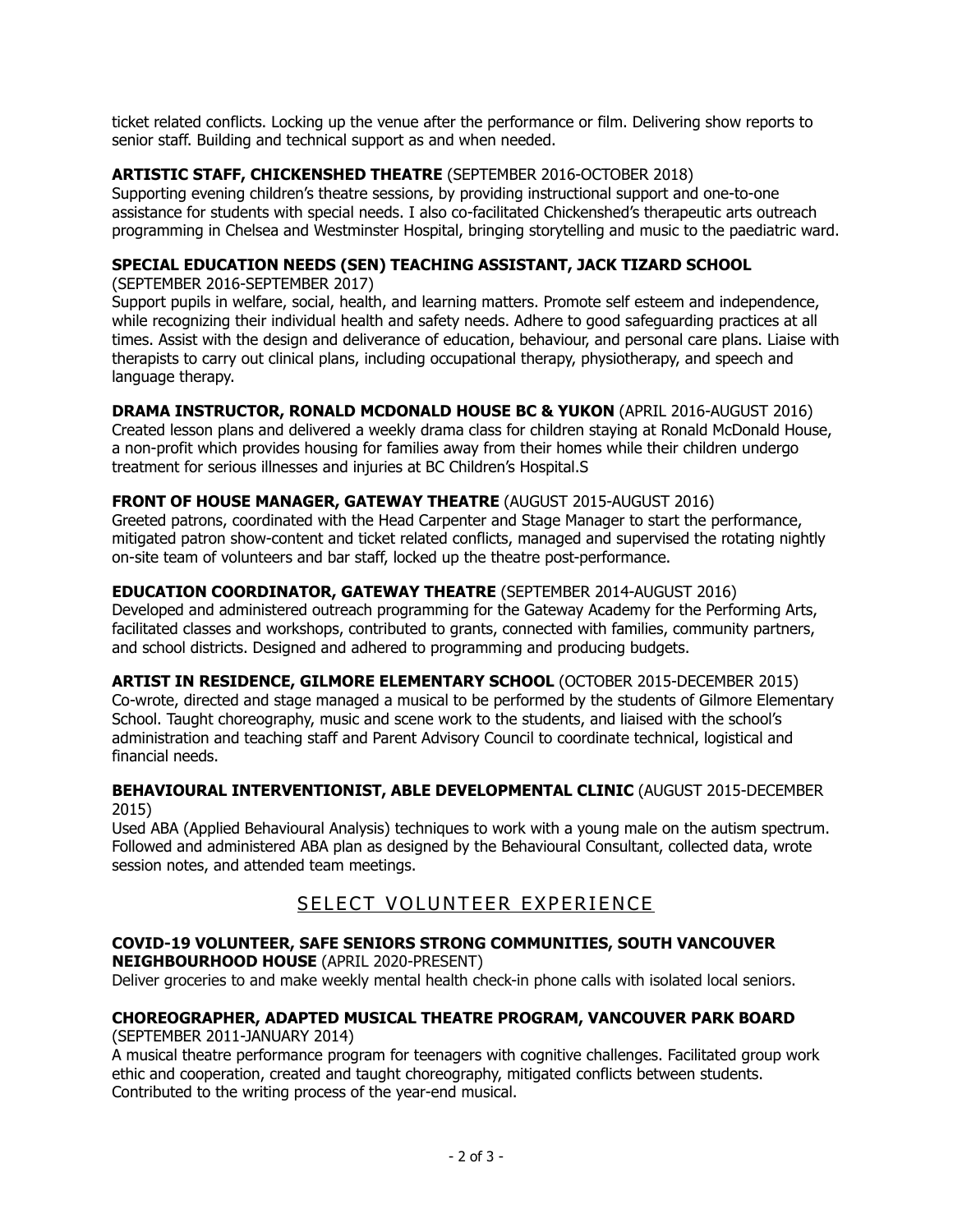ticket related conflicts. Locking up the venue after the performance or film. Delivering show reports to senior staff. Building and technical support as and when needed.

**ARTISTIC STAFF, CHICKENSHED THEATRE** (SEPTEMBER 2016-OCTOBER 2018)
Supporting evening children's theatre sessions, by providing instructional support and one-to-one assistance for students with special needs. I also co-facilitated Chickenshed's therapeutic arts outreach programming in Chelsea and Westminster Hospital, bringing storytelling and music to the paediatric ward.

**SPECIAL EDUCATION NEEDS (SEN) TEACHING ASSISTANT, JACK TIZARD SCHOOL**
(SEPTEMBER 2016-SEPTEMBER 2017)
Support pupils in welfare, social, health, and learning matters. Promote self esteem and independence, while recognizing their individual health and safety needs. Adhere to good safeguarding practices at all times. Assist with the design and deliverance of education, behaviour, and personal care plans. Liaise with therapists to carry out clinical plans, including occupational therapy, physiotherapy, and speech and language therapy.

**DRAMA INSTRUCTOR, RONALD MCDONALD HOUSE BC & YUKON** (APRIL 2016-AUGUST 2016)
Created lesson plans and delivered a weekly drama class for children staying at Ronald McDonald House, a non-profit which provides housing for families away from their homes while their children undergo treatment for serious illnesses and injuries at BC Children's Hospital.S

**FRONT OF HOUSE MANAGER, GATEWAY THEATRE** (AUGUST 2015-AUGUST 2016)
Greeted patrons, coordinated with the Head Carpenter and Stage Manager to start the performance, mitigated patron show-content and ticket related conflicts, managed and supervised the rotating nightly on-site team of volunteers and bar staff, locked up the theatre post-performance.

**EDUCATION COORDINATOR, GATEWAY THEATRE** (SEPTEMBER 2014-AUGUST 2016)
Developed and administered outreach programming for the Gateway Academy for the Performing Arts, facilitated classes and workshops, contributed to grants, connected with families, community partners, and school districts. Designed and adhered to programming and producing budgets.

**ARTIST IN RESIDENCE, GILMORE ELEMENTARY SCHOOL** (OCTOBER 2015-DECEMBER 2015)
Co-wrote, directed and stage managed a musical to be performed by the students of Gilmore Elementary School. Taught choreography, music and scene work to the students, and liaised with the school's administration and teaching staff and Parent Advisory Council to coordinate technical, logistical and financial needs.

**BEHAVIOURAL INTERVENTIONIST, ABLE DEVELOPMENTAL CLINIC** (AUGUST 2015-DECEMBER 2015)
Used ABA (Applied Behavioural Analysis) techniques to work with a young male on the autism spectrum. Followed and administered ABA plan as designed by the Behavioural Consultant, collected data, wrote session notes, and attended team meetings.

## SELECT VOLUNTEER EXPERIENCE

**COVID-19 VOLUNTEER, SAFE SENIORS STRONG COMMUNITIES, SOUTH VANCOUVER NEIGHBOURHOOD HOUSE** (APRIL 2020-PRESENT)
Deliver groceries to and make weekly mental health check-in phone calls with isolated local seniors.

**CHOREOGRAPHER, ADAPTED MUSICAL THEATRE PROGRAM, VANCOUVER PARK BOARD**
(SEPTEMBER 2011-JANUARY 2014)
A musical theatre performance program for teenagers with cognitive challenges. Facilitated group work ethic and cooperation, created and taught choreography, mitigated conflicts between students. Contributed to the writing process of the year-end musical.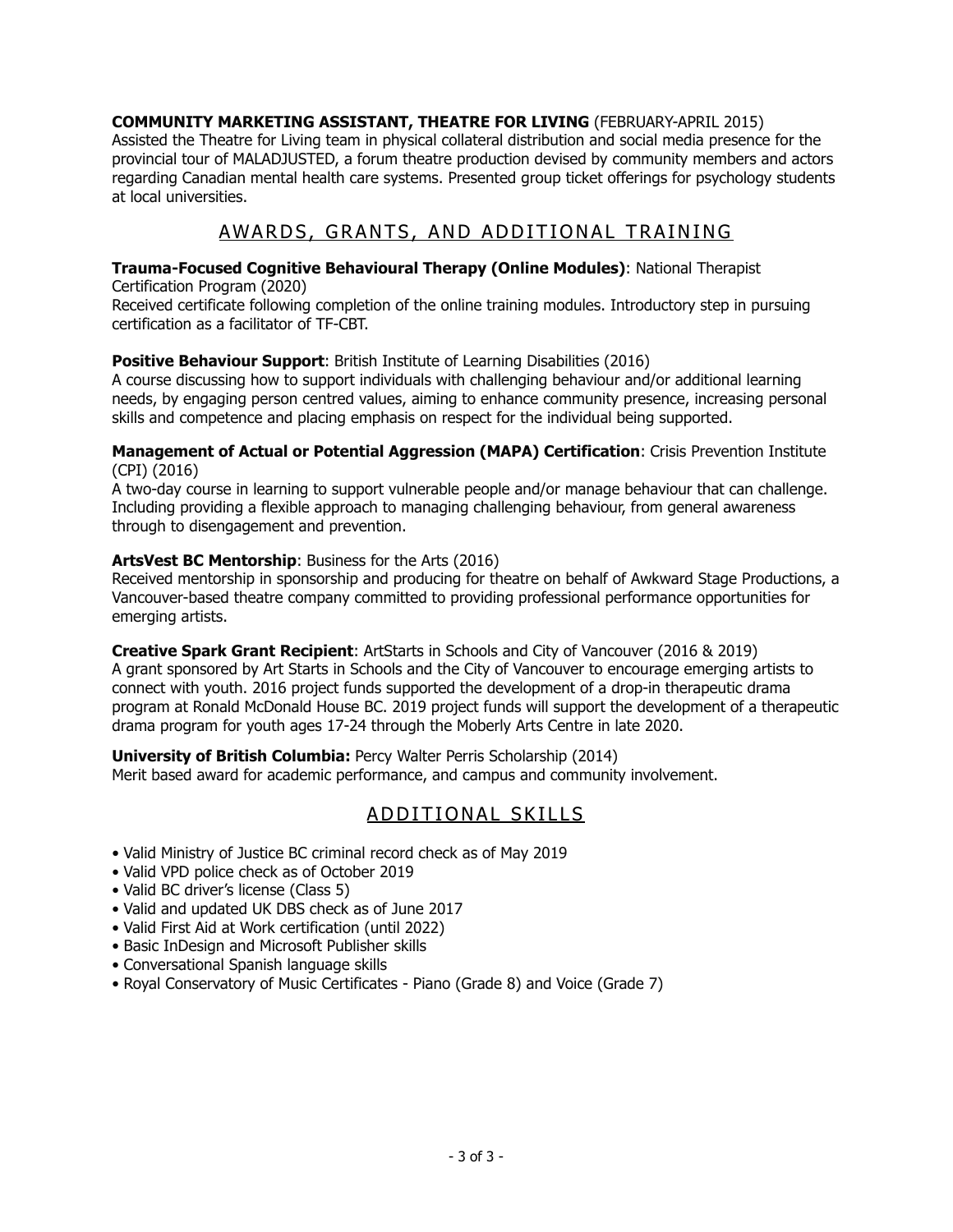**COMMUNITY MARKETING ASSISTANT, THEATRE FOR LIVING** (FEBRUARY-APRIL 2015)
Assisted the Theatre for Living team in physical collateral distribution and social media presence for the provincial tour of MALADJUSTED, a forum theatre production devised by community members and actors regarding Canadian mental health care systems. Presented group ticket offerings for psychology students at local universities.

## AWARDS, GRANTS, AND ADDITIONAL TRAINING

**Trauma-Focused Cognitive Behavioural Therapy (Online Modules)**: National Therapist Certification Program (2020)
Received certificate following completion of the online training modules. Introductory step in pursuing certification as a facilitator of TF-CBT.

**Positive Behaviour Support**: British Institute of Learning Disabilities (2016)
A course discussing how to support individuals with challenging behaviour and/or additional learning needs, by engaging person centred values, aiming to enhance community presence, increasing personal skills and competence and placing emphasis on respect for the individual being supported.

**Management of Actual or Potential Aggression (MAPA) Certification**: Crisis Prevention Institute (CPI) (2016)
A two-day course in learning to support vulnerable people and/or manage behaviour that can challenge. Including providing a flexible approach to managing challenging behaviour, from general awareness through to disengagement and prevention.

**ArtsVest BC Mentorship**: Business for the Arts (2016)
Received mentorship in sponsorship and producing for theatre on behalf of Awkward Stage Productions, a Vancouver-based theatre company committed to providing professional performance opportunities for emerging artists.

**Creative Spark Grant Recipient**: ArtStarts in Schools and City of Vancouver (2016 & 2019)
A grant sponsored by Art Starts in Schools and the City of Vancouver to encourage emerging artists to connect with youth. 2016 project funds supported the development of a drop-in therapeutic drama program at Ronald McDonald House BC. 2019 project funds will support the development of a therapeutic drama program for youth ages 17-24 through the Moberly Arts Centre in late 2020.

**University of British Columbia:** Percy Walter Perris Scholarship (2014)
Merit based award for academic performance, and campus and community involvement.

## ADDITIONAL SKILLS

- Valid Ministry of Justice BC criminal record check as of May 2019
- Valid VPD police check as of October 2019
- Valid BC driver's license (Class 5)
- Valid and updated UK DBS check as of June 2017
- Valid First Aid at Work certification (until 2022)
- Basic InDesign and Microsoft Publisher skills
- Conversational Spanish language skills
- Royal Conservatory of Music Certificates - Piano (Grade 8) and Voice (Grade 7)